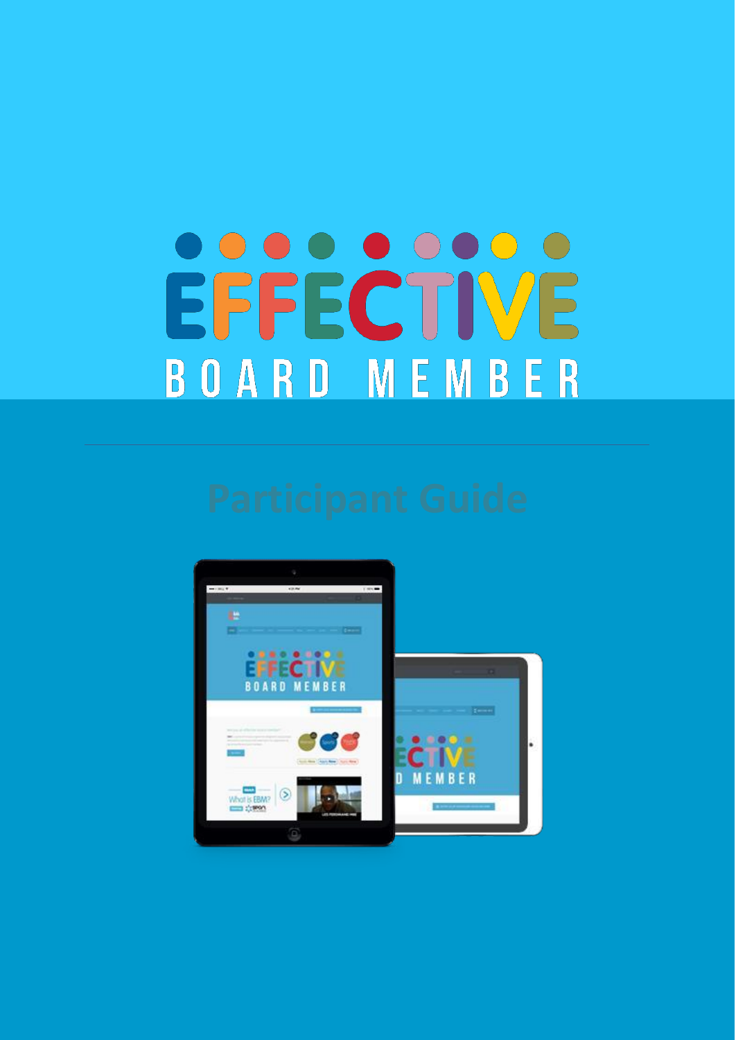# EFFECTIVE BOARD MEMBER

## Participant Guide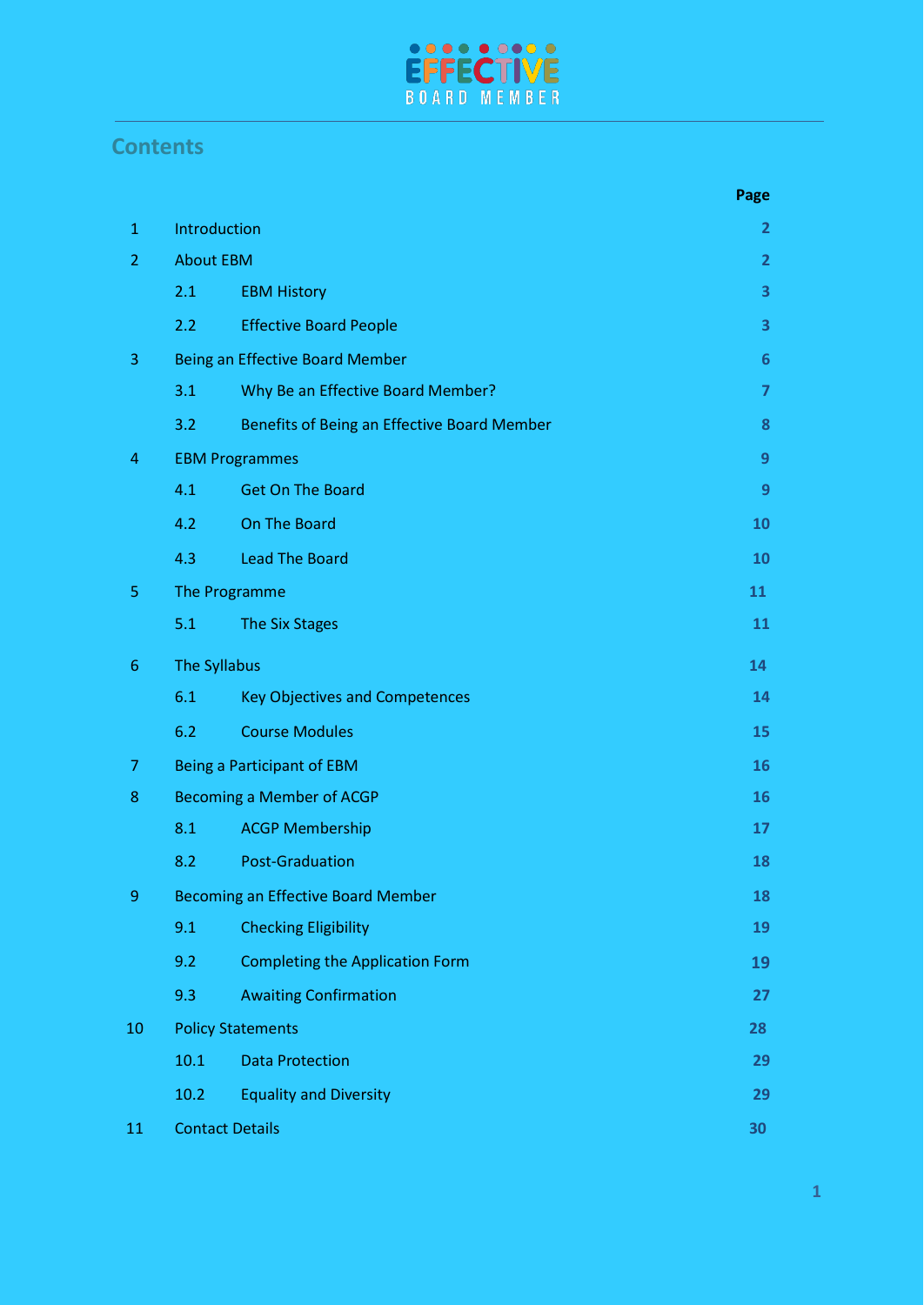EFFECTIVE BOARD MEMBER

## Contents

| | | | Page |
|---|---|---|---|
| 1 | Introduction | | 2 |
| 2 | About EBM | | 2 |
| | 2.1 | EBM History | 3 |
| | 2.2 | Effective Board People | 3 |
| 3 | Being an Effective Board Member | | 6 |
| | 3.1 | Why Be an Effective Board Member? | 7 |
| | 3.2 | Benefits of Being an Effective Board Member | 8 |
| 4 | EBM Programmes | | 9 |
| | 4.1 | Get On The Board | 9 |
| | 4.2 | On The Board | 10 |
| | 4.3 | Lead The Board | 10 |
| 5 | The Programme | | 11 |
| | 5.1 | The Six Stages | 11 |
| 6 | The Syllabus | | 14 |
| | 6.1 | Key Objectives and Competences | 14 |
| | 6.2 | Course Modules | 15 |
| 7 | Being a Participant of EBM | | 16 |
| 8 | Becoming a Member of ACGP | | 16 |
| | 8.1 | ACGP Membership | 17 |
| | 8.2 | Post-Graduation | 18 |
| 9 | Becoming an Effective Board Member | | 18 |
| | 9.1 | Checking Eligibility | 19 |
| | 9.2 | Completing the Application Form | 19 |
| | 9.3 | Awaiting Confirmation | 27 |
| 10 | Policy Statements | | 28 |
| | 10.1 | Data Protection | 29 |
| | 10.2 | Equality and Diversity | 29 |
| 11 | Contact Details | | 30 |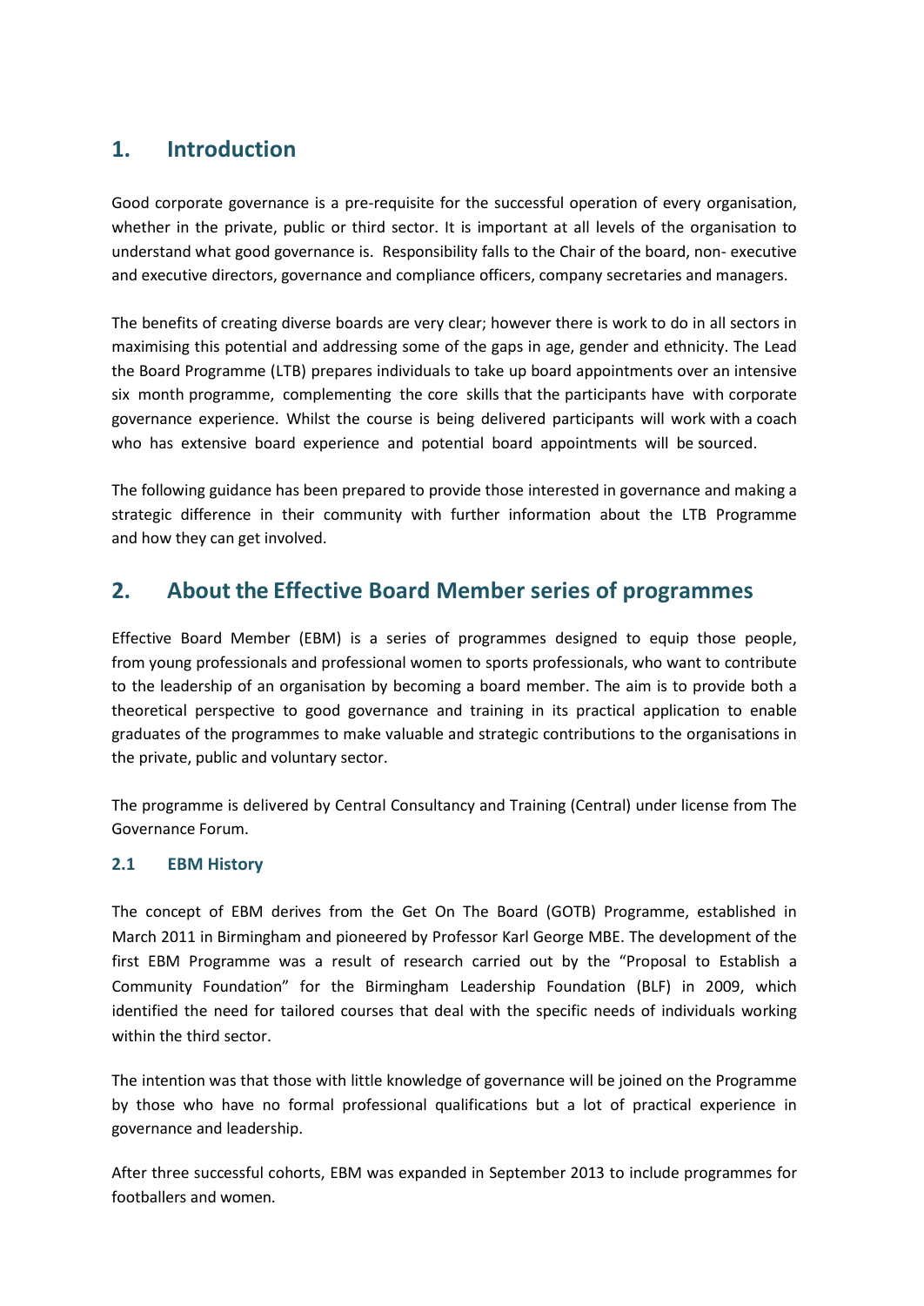## 1. Introduction

Good corporate governance is a pre-requisite for the successful operation of every organisation, whether in the private, public or third sector. It is important at all levels of the organisation to understand what good governance is. Responsibility falls to the Chair of the board, non- executive and executive directors, governance and compliance officers, company secretaries and managers.

The benefits of creating diverse boards are very clear; however there is work to do in all sectors in maximising this potential and addressing some of the gaps in age, gender and ethnicity. The Lead the Board Programme (LTB) prepares individuals to take up board appointments over an intensive six month programme, complementing the core skills that the participants have with corporate governance experience. Whilst the course is being delivered participants will work with a coach who has extensive board experience and potential board appointments will be sourced.

The following guidance has been prepared to provide those interested in governance and making a strategic difference in their community with further information about the LTB Programme and how they can get involved.

## 2. About the Effective Board Member series of programmes

Effective Board Member (EBM) is a series of programmes designed to equip those people, from young professionals and professional women to sports professionals, who want to contribute to the leadership of an organisation by becoming a board member. The aim is to provide both a theoretical perspective to good governance and training in its practical application to enable graduates of the programmes to make valuable and strategic contributions to the organisations in the private, public and voluntary sector.

The programme is delivered by Central Consultancy and Training (Central) under license from The Governance Forum.

### 2.1 EBM History

The concept of EBM derives from the Get On The Board (GOTB) Programme, established in March 2011 in Birmingham and pioneered by Professor Karl George MBE. The development of the first EBM Programme was a result of research carried out by the "Proposal to Establish a Community Foundation" for the Birmingham Leadership Foundation (BLF) in 2009, which identified the need for tailored courses that deal with the specific needs of individuals working within the third sector.

The intention was that those with little knowledge of governance will be joined on the Programme by those who have no formal professional qualifications but a lot of practical experience in governance and leadership.

After three successful cohorts, EBM was expanded in September 2013 to include programmes for footballers and women.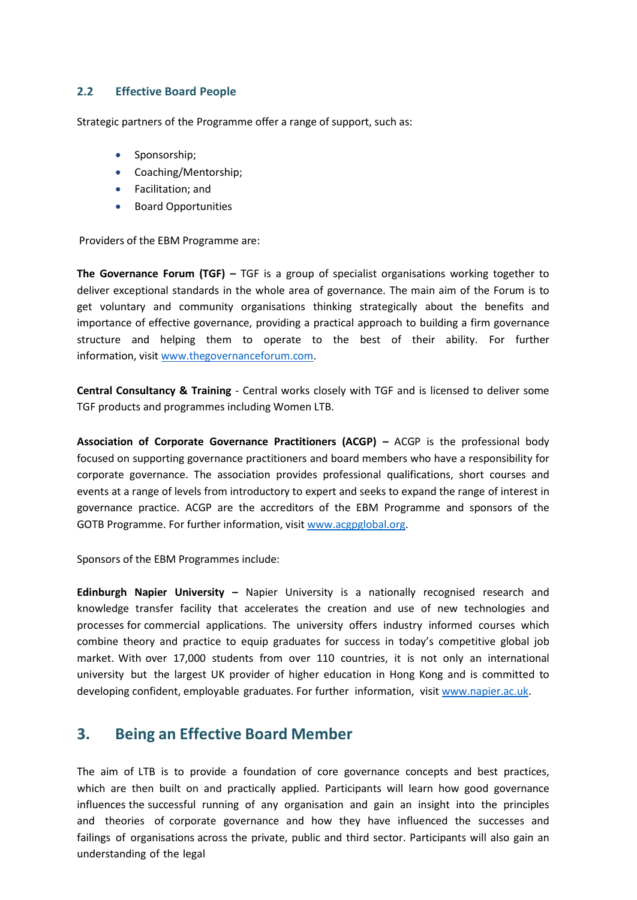### 2.2 Effective Board People

Strategic partners of the Programme offer a range of support, such as:

- Sponsorship;
- Coaching/Mentorship;
- Facilitation; and
- Board Opportunities

Providers of the EBM Programme are:

**The Governance Forum (TGF) –** TGF is a group of specialist organisations working together to deliver exceptional standards in the whole area of governance. The main aim of the Forum is to get voluntary and community organisations thinking strategically about the benefits and importance of effective governance, providing a practical approach to building a firm governance structure and helping them to operate to the best of their ability. For further information, visit www.thegovernanceforum.com.

**Central Consultancy & Training** - Central works closely with TGF and is licensed to deliver some TGF products and programmes including Women LTB.

**Association of Corporate Governance Practitioners (ACGP) –** ACGP is the professional body focused on supporting governance practitioners and board members who have a responsibility for corporate governance. The association provides professional qualifications, short courses and events at a range of levels from introductory to expert and seeks to expand the range of interest in governance practice. ACGP are the accreditors of the EBM Programme and sponsors of the GOTB Programme. For further information, visit www.acgpglobal.org.

Sponsors of the EBM Programmes include:

**Edinburgh Napier University –** Napier University is a nationally recognised research and knowledge transfer facility that accelerates the creation and use of new technologies and processes for commercial applications. The university offers industry informed courses which combine theory and practice to equip graduates for success in today's competitive global job market. With over 17,000 students from over 110 countries, it is not only an international university but the largest UK provider of higher education in Hong Kong and is committed to developing confident, employable graduates. For further information, visit www.napier.ac.uk.

## 3. Being an Effective Board Member

The aim of LTB is to provide a foundation of core governance concepts and best practices, which are then built on and practically applied. Participants will learn how good governance influences the successful running of any organisation and gain an insight into the principles and theories of corporate governance and how they have influenced the successes and failings of organisations across the private, public and third sector. Participants will also gain an understanding of the legal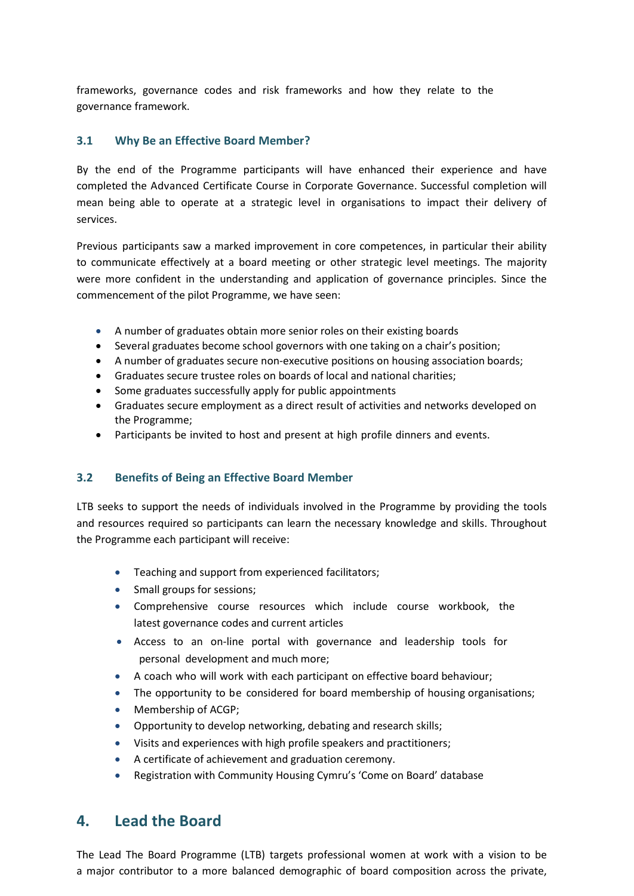frameworks, governance codes and risk frameworks and how they relate to the governance framework.

### 3.1 Why Be an Effective Board Member?

By the end of the Programme participants will have enhanced their experience and have completed the Advanced Certificate Course in Corporate Governance. Successful completion will mean being able to operate at a strategic level in organisations to impact their delivery of services.

Previous participants saw a marked improvement in core competences, in particular their ability to communicate effectively at a board meeting or other strategic level meetings. The majority were more confident in the understanding and application of governance principles. Since the commencement of the pilot Programme, we have seen:

- A number of graduates obtain more senior roles on their existing boards
- Several graduates become school governors with one taking on a chair's position;
- A number of graduates secure non-executive positions on housing association boards;
- Graduates secure trustee roles on boards of local and national charities;
- Some graduates successfully apply for public appointments
- Graduates secure employment as a direct result of activities and networks developed on the Programme;
- Participants be invited to host and present at high profile dinners and events.

### 3.2 Benefits of Being an Effective Board Member

LTB seeks to support the needs of individuals involved in the Programme by providing the tools and resources required so participants can learn the necessary knowledge and skills. Throughout the Programme each participant will receive:

- Teaching and support from experienced facilitators;
- Small groups for sessions;
- Comprehensive course resources which include course workbook, the latest governance codes and current articles
- Access to an on-line portal with governance and leadership tools for personal development and much more;
- A coach who will work with each participant on effective board behaviour;
- The opportunity to be considered for board membership of housing organisations;
- Membership of ACGP;
- Opportunity to develop networking, debating and research skills;
- Visits and experiences with high profile speakers and practitioners;
- A certificate of achievement and graduation ceremony.
- Registration with Community Housing Cymru's 'Come on Board' database

## 4. Lead the Board

The Lead The Board Programme (LTB) targets professional women at work with a vision to be a major contributor to a more balanced demographic of board composition across the private,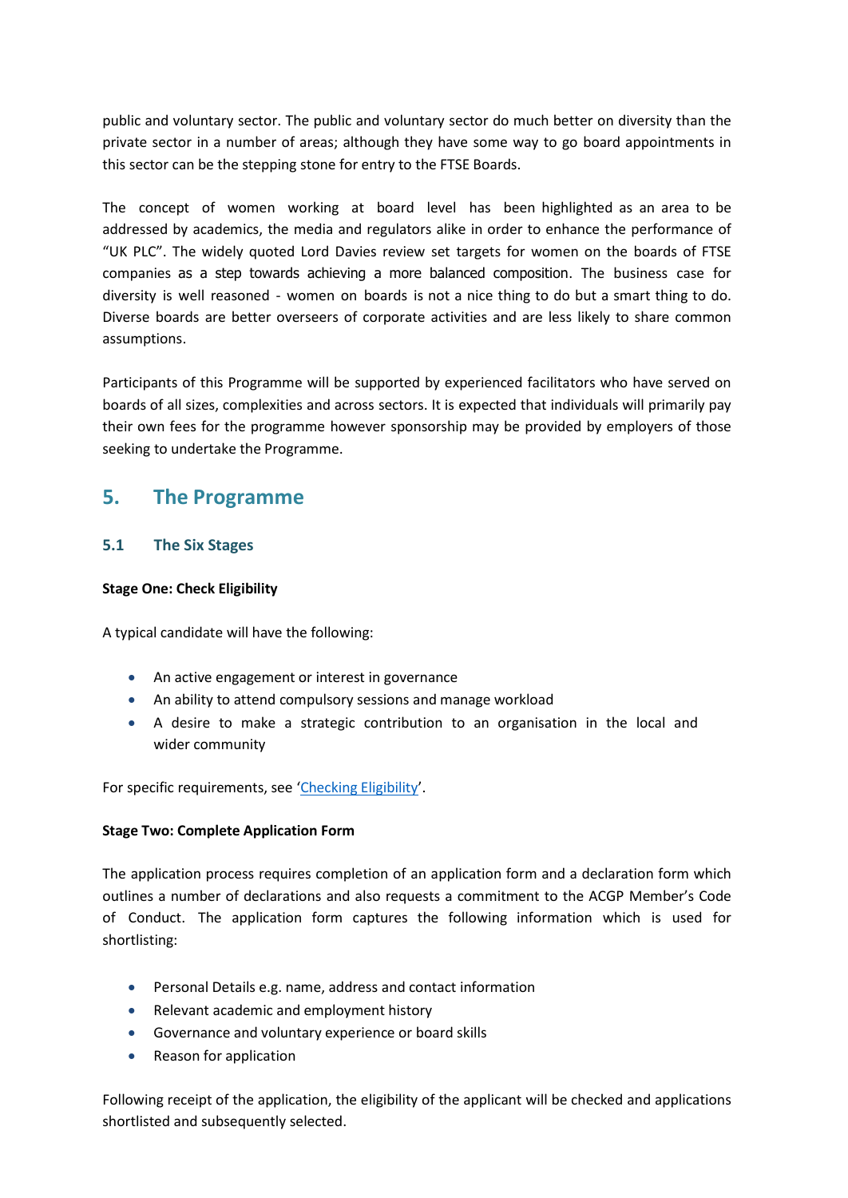public and voluntary sector. The public and voluntary sector do much better on diversity than the private sector in a number of areas; although they have some way to go board appointments in this sector can be the stepping stone for entry to the FTSE Boards.

The concept of women working at board level has been highlighted as an area to be addressed by academics, the media and regulators alike in order to enhance the performance of "UK PLC". The widely quoted Lord Davies review set targets for women on the boards of FTSE companies as a step towards achieving a more balanced composition. The business case for diversity is well reasoned - women on boards is not a nice thing to do but a smart thing to do. Diverse boards are better overseers of corporate activities and are less likely to share common assumptions.

Participants of this Programme will be supported by experienced facilitators who have served on boards of all sizes, complexities and across sectors. It is expected that individuals will primarily pay their own fees for the programme however sponsorship may be provided by employers of those seeking to undertake the Programme.

## 5. The Programme

### 5.1 The Six Stages

**Stage One: Check Eligibility**

A typical candidate will have the following:

- An active engagement or interest in governance
- An ability to attend compulsory sessions and manage workload
- A desire to make a strategic contribution to an organisation in the local and wider community

For specific requirements, see 'Checking Eligibility'.

**Stage Two: Complete Application Form**

The application process requires completion of an application form and a declaration form which outlines a number of declarations and also requests a commitment to the ACGP Member's Code of Conduct. The application form captures the following information which is used for shortlisting:

- Personal Details e.g. name, address and contact information
- Relevant academic and employment history
- Governance and voluntary experience or board skills
- Reason for application

Following receipt of the application, the eligibility of the applicant will be checked and applications shortlisted and subsequently selected.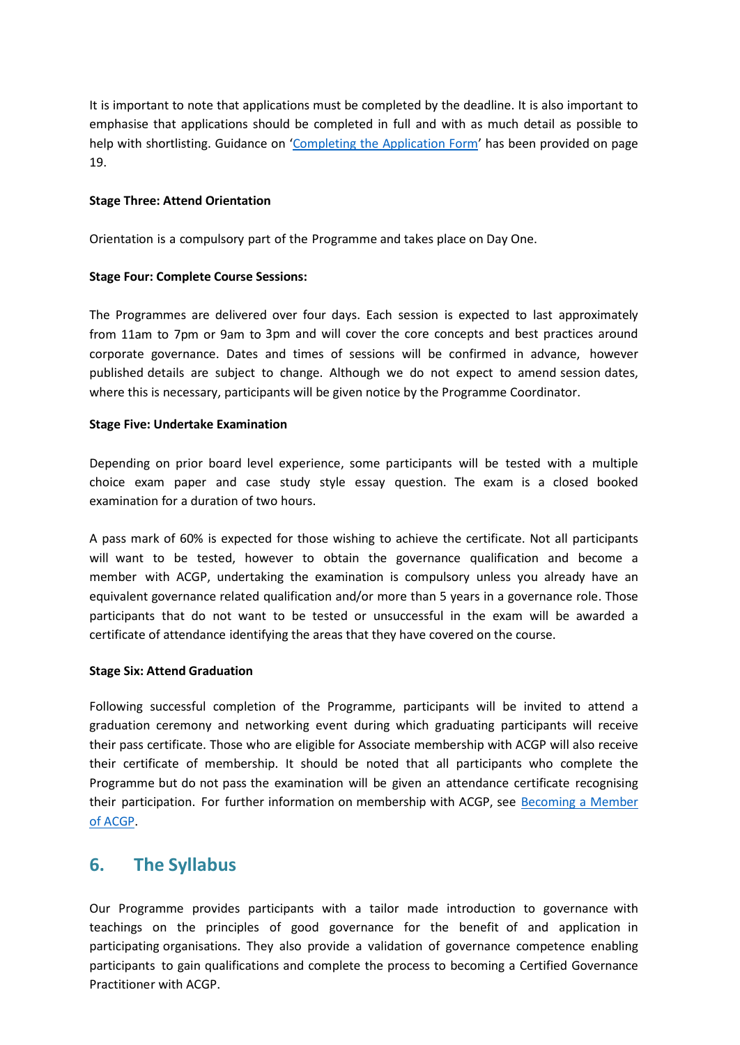It is important to note that applications must be completed by the deadline. It is also important to emphasise that applications should be completed in full and with as much detail as possible to help with shortlisting. Guidance on '[Completing the Application Form]()' has been provided on page 19.

**Stage Three: Attend Orientation**

Orientation is a compulsory part of the Programme and takes place on Day One.

**Stage Four: Complete Course Sessions:**

The Programmes are delivered over four days. Each session is expected to last approximately from 11am to 7pm or 9am to 3pm and will cover the core concepts and best practices around corporate governance. Dates and times of sessions will be confirmed in advance, however published details are subject to change. Although we do not expect to amend session dates, where this is necessary, participants will be given notice by the Programme Coordinator.

**Stage Five: Undertake Examination**

Depending on prior board level experience, some participants will be tested with a multiple choice exam paper and case study style essay question. The exam is a closed booked examination for a duration of two hours.

A pass mark of 60% is expected for those wishing to achieve the certificate. Not all participants will want to be tested, however to obtain the governance qualification and become a member with ACGP, undertaking the examination is compulsory unless you already have an equivalent governance related qualification and/or more than 5 years in a governance role. Those participants that do not want to be tested or unsuccessful in the exam will be awarded a certificate of attendance identifying the areas that they have covered on the course.

**Stage Six: Attend Graduation**

Following successful completion of the Programme, participants will be invited to attend a graduation ceremony and networking event during which graduating participants will receive their pass certificate. Those who are eligible for Associate membership with ACGP will also receive their certificate of membership. It should be noted that all participants who complete the Programme but do not pass the examination will be given an attendance certificate recognising their participation. For further information on membership with ACGP, see [Becoming a Member of ACGP]().

## 6. The Syllabus

Our Programme provides participants with a tailor made introduction to governance with teachings on the principles of good governance for the benefit of and application in participating organisations. They also provide a validation of governance competence enabling participants to gain qualifications and complete the process to becoming a Certified Governance Practitioner with ACGP.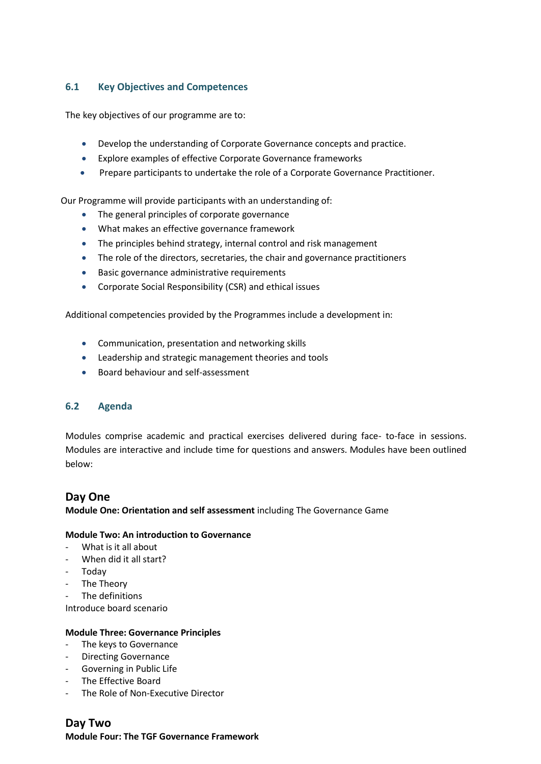### 6.1 Key Objectives and Competences

The key objectives of our programme are to:

- Develop the understanding of Corporate Governance concepts and practice.
- Explore examples of effective Corporate Governance frameworks
- Prepare participants to undertake the role of a Corporate Governance Practitioner.

Our Programme will provide participants with an understanding of:

- The general principles of corporate governance
- What makes an effective governance framework
- The principles behind strategy, internal control and risk management
- The role of the directors, secretaries, the chair and governance practitioners
- Basic governance administrative requirements
- Corporate Social Responsibility (CSR) and ethical issues

Additional competencies provided by the Programmes include a development in:

- Communication, presentation and networking skills
- Leadership and strategic management theories and tools
- Board behaviour and self-assessment

### 6.2 Agenda

Modules comprise academic and practical exercises delivered during face- to-face in sessions. Modules are interactive and include time for questions and answers. Modules have been outlined below:

## Day One

**Module One: Orientation and self assessment** including The Governance Game

**Module Two: An introduction to Governance**

- What is it all about
- When did it all start?
- Today
- The Theory
- The definitions

Introduce board scenario

**Module Three: Governance Principles**

- The keys to Governance
- Directing Governance
- Governing in Public Life
- The Effective Board
- The Role of Non-Executive Director

## Day Two

**Module Four: The TGF Governance Framework**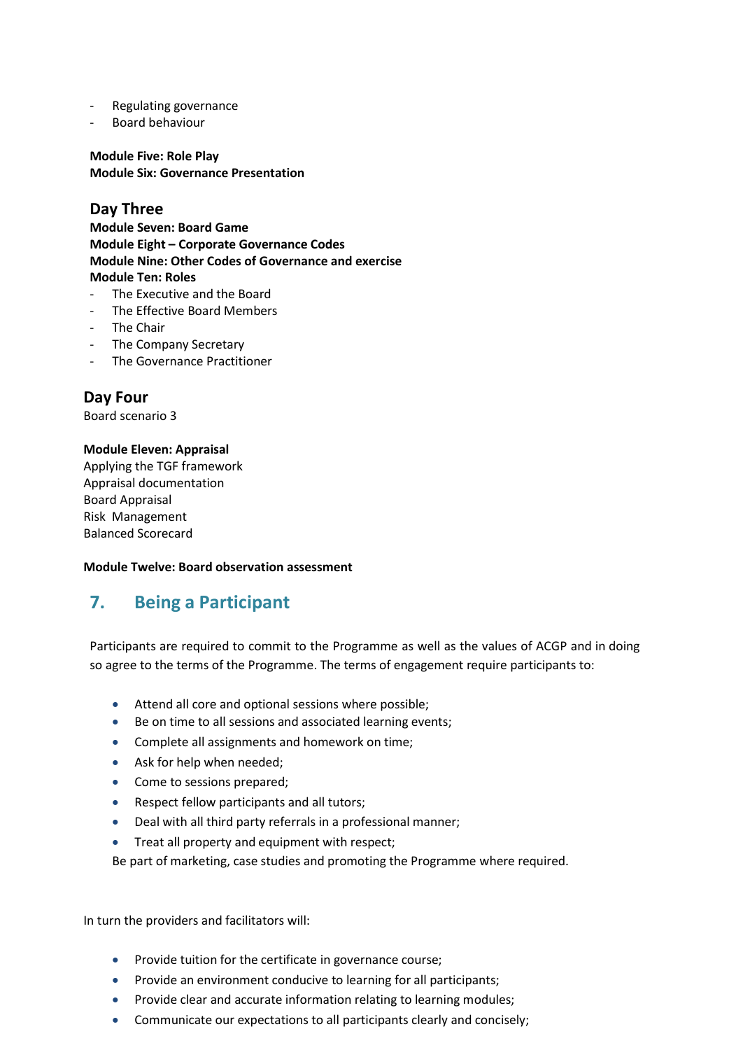- Regulating governance
- Board behaviour

**Module Five: Role Play**
**Module Six: Governance Presentation**

### Day Three

**Module Seven: Board Game**
**Module Eight – Corporate Governance Codes**
**Module Nine: Other Codes of Governance and exercise**
**Module Ten: Roles**

- The Executive and the Board
- The Effective Board Members
- The Chair
- The Company Secretary
- The Governance Practitioner

### Day Four

Board scenario 3

**Module Eleven: Appraisal**
Applying the TGF framework
Appraisal documentation
Board Appraisal
Risk Management
Balanced Scorecard

**Module Twelve: Board observation assessment**

## 7. Being a Participant

Participants are required to commit to the Programme as well as the values of ACGP and in doing so agree to the terms of the Programme. The terms of engagement require participants to:

- Attend all core and optional sessions where possible;
- Be on time to all sessions and associated learning events;
- Complete all assignments and homework on time;
- Ask for help when needed;
- Come to sessions prepared;
- Respect fellow participants and all tutors;
- Deal with all third party referrals in a professional manner;
- Treat all property and equipment with respect;

Be part of marketing, case studies and promoting the Programme where required.

In turn the providers and facilitators will:

- Provide tuition for the certificate in governance course;
- Provide an environment conducive to learning for all participants;
- Provide clear and accurate information relating to learning modules;
- Communicate our expectations to all participants clearly and concisely;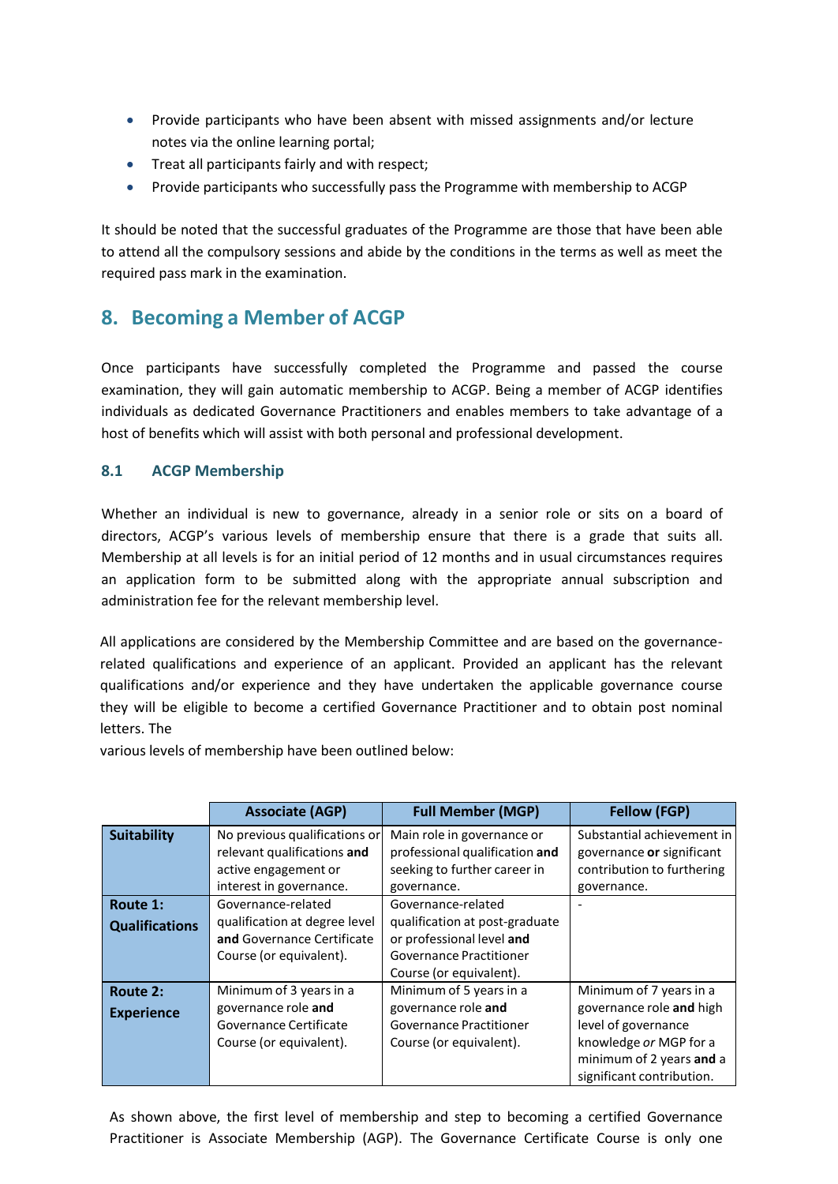- Provide participants who have been absent with missed assignments and/or lecture notes via the online learning portal;
- Treat all participants fairly and with respect;
- Provide participants who successfully pass the Programme with membership to ACGP

It should be noted that the successful graduates of the Programme are those that have been able to attend all the compulsory sessions and abide by the conditions in the terms as well as meet the required pass mark in the examination.

## 8. Becoming a Member of ACGP

Once participants have successfully completed the Programme and passed the course examination, they will gain automatic membership to ACGP. Being a member of ACGP identifies individuals as dedicated Governance Practitioners and enables members to take advantage of a host of benefits which will assist with both personal and professional development.

### 8.1 ACGP Membership

Whether an individual is new to governance, already in a senior role or sits on a board of directors, ACGP's various levels of membership ensure that there is a grade that suits all. Membership at all levels is for an initial period of 12 months and in usual circumstances requires an application form to be submitted along with the appropriate annual subscription and administration fee for the relevant membership level.

All applications are considered by the Membership Committee and are based on the governance-related qualifications and experience of an applicant. Provided an applicant has the relevant qualifications and/or experience and they have undertaken the applicable governance course they will be eligible to become a certified Governance Practitioner and to obtain post nominal letters. The
various levels of membership have been outlined below:

| | Associate (AGP) | Full Member (MGP) | Fellow (FGP) |
|---|---|---|---|
| **Suitability** | No previous qualifications or relevant qualifications **and** active engagement or interest in governance. | Main role in governance or professional qualification **and** seeking to further career in governance. | Substantial achievement in governance **or** significant contribution to furthering governance. |
| **Route 1: Qualifications** | Governance-related qualification at degree level **and** Governance Certificate Course (or equivalent). | Governance-related qualification at post-graduate or professional level **and** Governance Practitioner Course (or equivalent). | - |
| **Route 2: Experience** | Minimum of 3 years in a governance role **and** Governance Certificate Course (or equivalent). | Minimum of 5 years in a governance role **and** Governance Practitioner Course (or equivalent). | Minimum of 7 years in a governance role **and** high level of governance knowledge *or* MGP for a minimum of 2 years **and** a significant contribution. |

As shown above, the first level of membership and step to becoming a certified Governance Practitioner is Associate Membership (AGP). The Governance Certificate Course is only one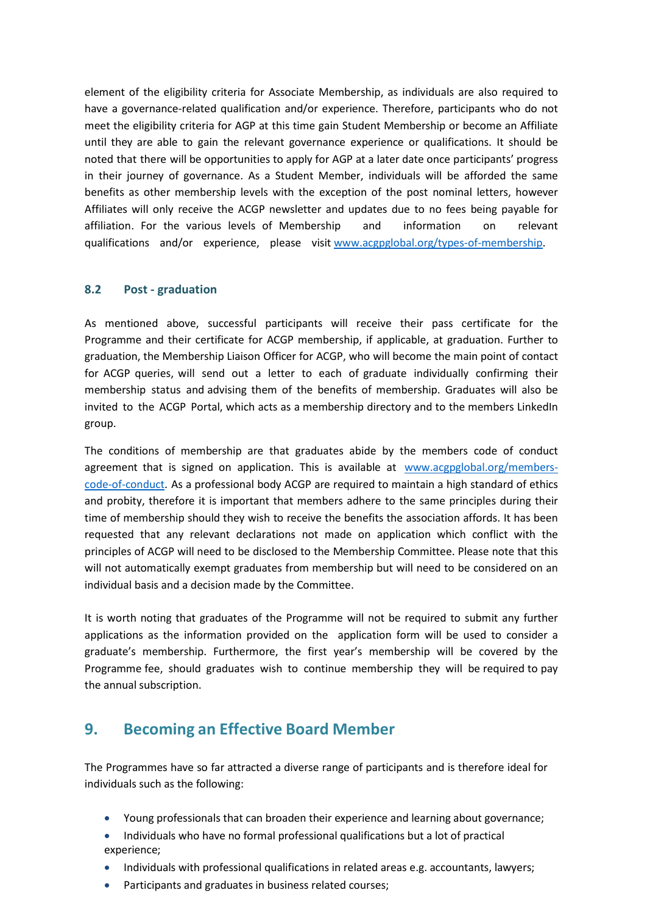element of the eligibility criteria for Associate Membership, as individuals are also required to have a governance-related qualification and/or experience. Therefore, participants who do not meet the eligibility criteria for AGP at this time gain Student Membership or become an Affiliate until they are able to gain the relevant governance experience or qualifications. It should be noted that there will be opportunities to apply for AGP at a later date once participants' progress in their journey of governance. As a Student Member, individuals will be afforded the same benefits as other membership levels with the exception of the post nominal letters, however Affiliates will only receive the ACGP newsletter and updates due to no fees being payable for affiliation. For the various levels of Membership and information on relevant qualifications and/or experience, please visit [www.acgpglobal.org/types-of-membership](www.acgpglobal.org/types-of-membership).

### 8.2 Post - graduation

As mentioned above, successful participants will receive their pass certificate for the Programme and their certificate for ACGP membership, if applicable, at graduation. Further to graduation, the Membership Liaison Officer for ACGP, who will become the main point of contact for ACGP queries, will send out a letter to each of graduate individually confirming their membership status and advising them of the benefits of membership. Graduates will also be invited to the ACGP Portal, which acts as a membership directory and to the members LinkedIn group.

The conditions of membership are that graduates abide by the members code of conduct agreement that is signed on application. This is available at [www.acgpglobal.org/members-code-of-conduct](www.acgpglobal.org/members-code-of-conduct). As a professional body ACGP are required to maintain a high standard of ethics and probity, therefore it is important that members adhere to the same principles during their time of membership should they wish to receive the benefits the association affords. It has been requested that any relevant declarations not made on application which conflict with the principles of ACGP will need to be disclosed to the Membership Committee. Please note that this will not automatically exempt graduates from membership but will need to be considered on an individual basis and a decision made by the Committee.

It is worth noting that graduates of the Programme will not be required to submit any further applications as the information provided on the application form will be used to consider a graduate's membership. Furthermore, the first year's membership will be covered by the Programme fee, should graduates wish to continue membership they will be required to pay the annual subscription.

## 9. Becoming an Effective Board Member

The Programmes have so far attracted a diverse range of participants and is therefore ideal for individuals such as the following:

- Young professionals that can broaden their experience and learning about governance;
- Individuals who have no formal professional qualifications but a lot of practical experience;
- Individuals with professional qualifications in related areas e.g. accountants, lawyers;
- Participants and graduates in business related courses;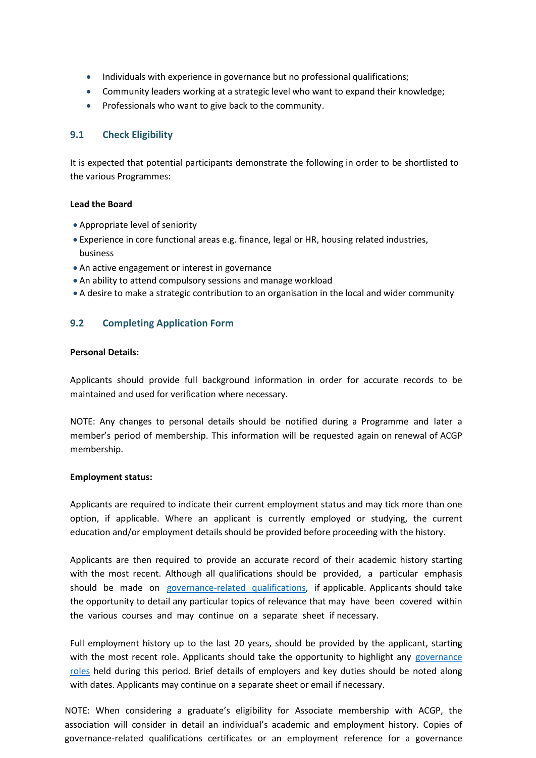- Individuals with experience in governance but no professional qualifications;
- Community leaders working at a strategic level who want to expand their knowledge;
- Professionals who want to give back to the community.

## 9.1 Check Eligibility

It is expected that potential participants demonstrate the following in order to be shortlisted to the various Programmes:

**Lead the Board**

- Appropriate level of seniority
- Experience in core functional areas e.g. finance, legal or HR, housing related industries, business
- An active engagement or interest in governance
- An ability to attend compulsory sessions and manage workload
- A desire to make a strategic contribution to an organisation in the local and wider community

## 9.2 Completing Application Form

**Personal Details:**

Applicants should provide full background information in order for accurate records to be maintained and used for verification where necessary.

NOTE: Any changes to personal details should be notified during a Programme and later a member's period of membership. This information will be requested again on renewal of ACGP membership.

**Employment status:**

Applicants are required to indicate their current employment status and may tick more than one option, if applicable. Where an applicant is currently employed or studying, the current education and/or employment details should be provided before proceeding with the history.

Applicants are then required to provide an accurate record of their academic history starting with the most recent. Although all qualifications should be provided, a particular emphasis should be made on governance-related qualifications, if applicable. Applicants should take the opportunity to detail any particular topics of relevance that may have been covered within the various courses and may continue on a separate sheet if necessary.

Full employment history up to the last 20 years, should be provided by the applicant, starting with the most recent role. Applicants should take the opportunity to highlight any governance roles held during this period. Brief details of employers and key duties should be noted along with dates. Applicants may continue on a separate sheet or email if necessary.

NOTE: When considering a graduate's eligibility for Associate membership with ACGP, the association will consider in detail an individual's academic and employment history. Copies of governance-related qualifications certificates or an employment reference for a governance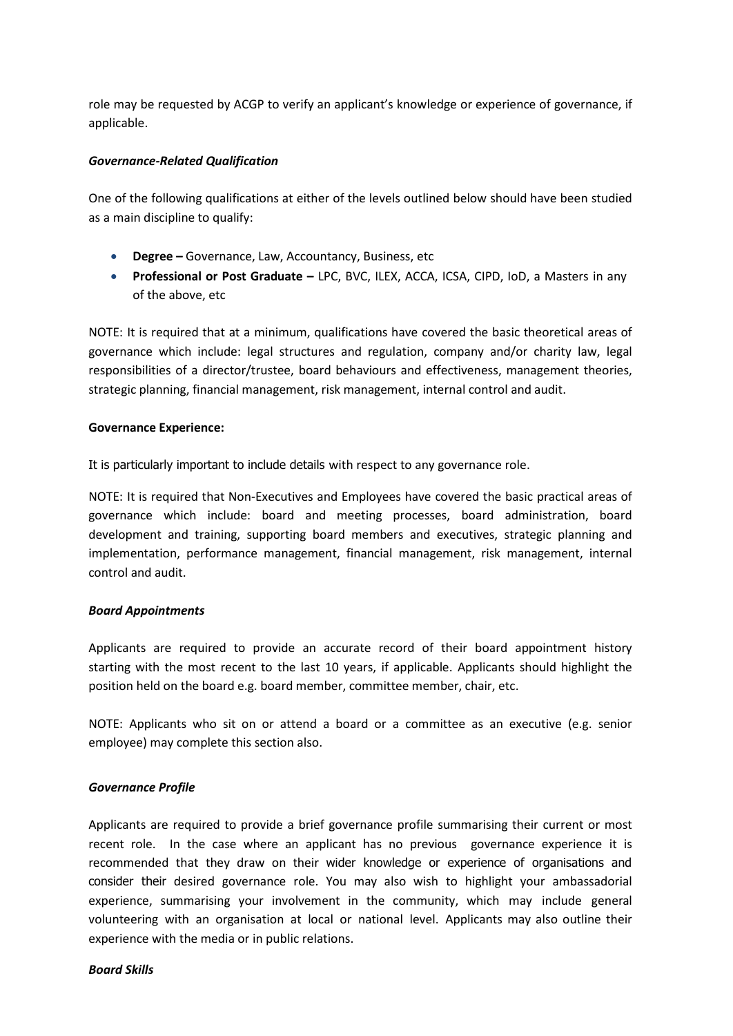role may be requested by ACGP to verify an applicant's knowledge or experience of governance, if applicable.

***Governance-Related Qualification***

One of the following qualifications at either of the levels outlined below should have been studied as a main discipline to qualify:

- **Degree –** Governance, Law, Accountancy, Business, etc
- **Professional or Post Graduate –** LPC, BVC, ILEX, ACCA, ICSA, CIPD, IoD, a Masters in any of the above, etc

NOTE: It is required that at a minimum, qualifications have covered the basic theoretical areas of governance which include: legal structures and regulation, company and/or charity law, legal responsibilities of a director/trustee, board behaviours and effectiveness, management theories, strategic planning, financial management, risk management, internal control and audit.

**Governance Experience:**

It is particularly important to include details with respect to any governance role.

NOTE: It is required that Non-Executives and Employees have covered the basic practical areas of governance which include: board and meeting processes, board administration, board development and training, supporting board members and executives, strategic planning and implementation, performance management, financial management, risk management, internal control and audit.

***Board Appointments***

Applicants are required to provide an accurate record of their board appointment history starting with the most recent to the last 10 years, if applicable. Applicants should highlight the position held on the board e.g. board member, committee member, chair, etc.

NOTE: Applicants who sit on or attend a board or a committee as an executive (e.g. senior employee) may complete this section also.

***Governance Profile***

Applicants are required to provide a brief governance profile summarising their current or most recent role. In the case where an applicant has no previous governance experience it is recommended that they draw on their wider knowledge or experience of organisations and consider their desired governance role. You may also wish to highlight your ambassadorial experience, summarising your involvement in the community, which may include general volunteering with an organisation at local or national level. Applicants may also outline their experience with the media or in public relations.

***Board Skills***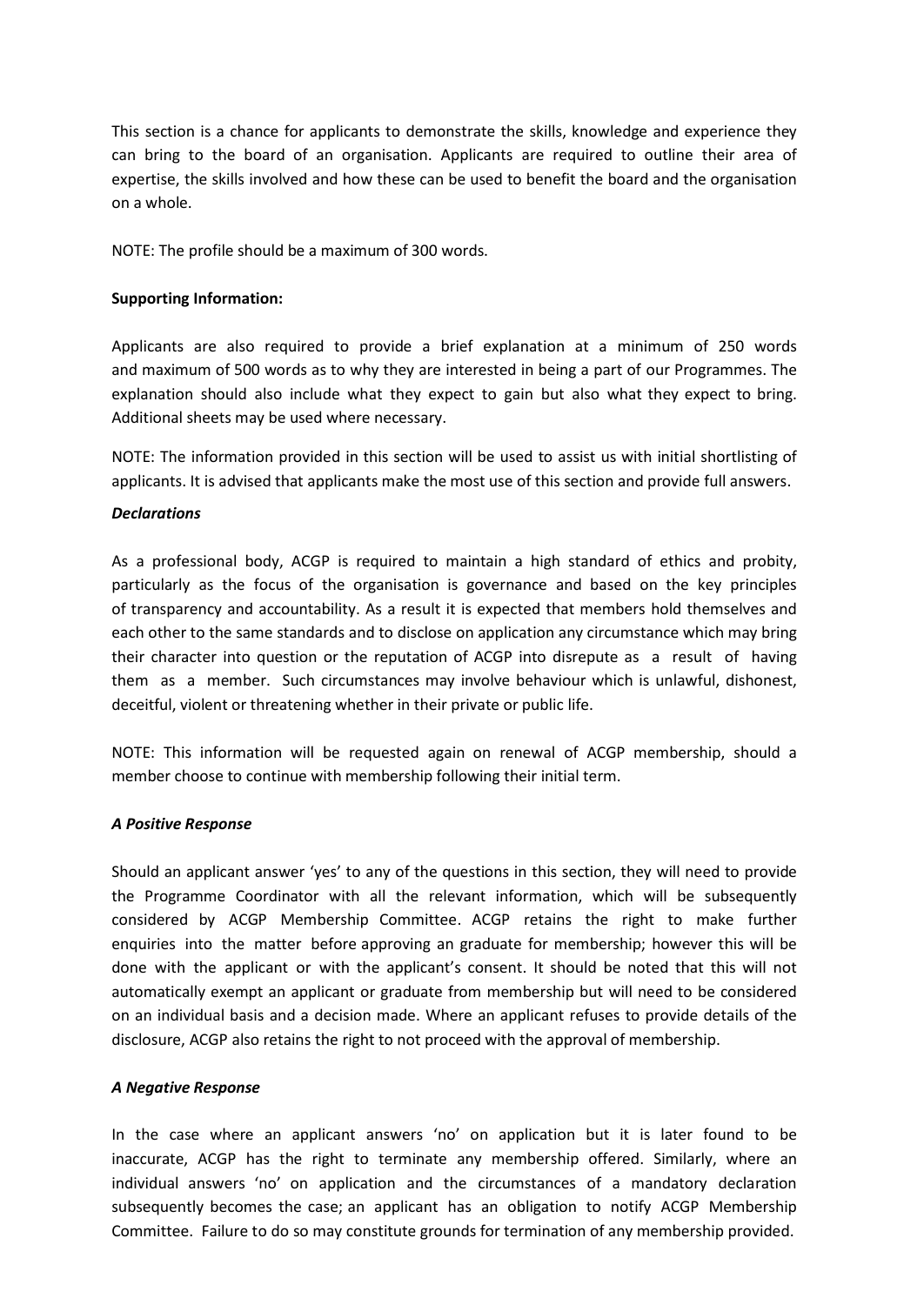This section is a chance for applicants to demonstrate the skills, knowledge and experience they can bring to the board of an organisation. Applicants are required to outline their area of expertise, the skills involved and how these can be used to benefit the board and the organisation on a whole.

NOTE: The profile should be a maximum of 300 words.

**Supporting Information:**

Applicants are also required to provide a brief explanation at a minimum of 250 words and maximum of 500 words as to why they are interested in being a part of our Programmes. The explanation should also include what they expect to gain but also what they expect to bring. Additional sheets may be used where necessary.

NOTE: The information provided in this section will be used to assist us with initial shortlisting of applicants. It is advised that applicants make the most use of this section and provide full answers.

***Declarations***

As a professional body, ACGP is required to maintain a high standard of ethics and probity, particularly as the focus of the organisation is governance and based on the key principles of transparency and accountability. As a result it is expected that members hold themselves and each other to the same standards and to disclose on application any circumstance which may bring their character into question or the reputation of ACGP into disrepute as a result of having them as a member. Such circumstances may involve behaviour which is unlawful, dishonest, deceitful, violent or threatening whether in their private or public life.

NOTE: This information will be requested again on renewal of ACGP membership, should a member choose to continue with membership following their initial term.

***A Positive Response***

Should an applicant answer 'yes' to any of the questions in this section, they will need to provide the Programme Coordinator with all the relevant information, which will be subsequently considered by ACGP Membership Committee. ACGP retains the right to make further enquiries into the matter before approving an graduate for membership; however this will be done with the applicant or with the applicant's consent. It should be noted that this will not automatically exempt an applicant or graduate from membership but will need to be considered on an individual basis and a decision made. Where an applicant refuses to provide details of the disclosure, ACGP also retains the right to not proceed with the approval of membership.

***A Negative Response***

In the case where an applicant answers 'no' on application but it is later found to be inaccurate, ACGP has the right to terminate any membership offered. Similarly, where an individual answers 'no' on application and the circumstances of a mandatory declaration subsequently becomes the case; an applicant has an obligation to notify ACGP Membership Committee. Failure to do so may constitute grounds for termination of any membership provided.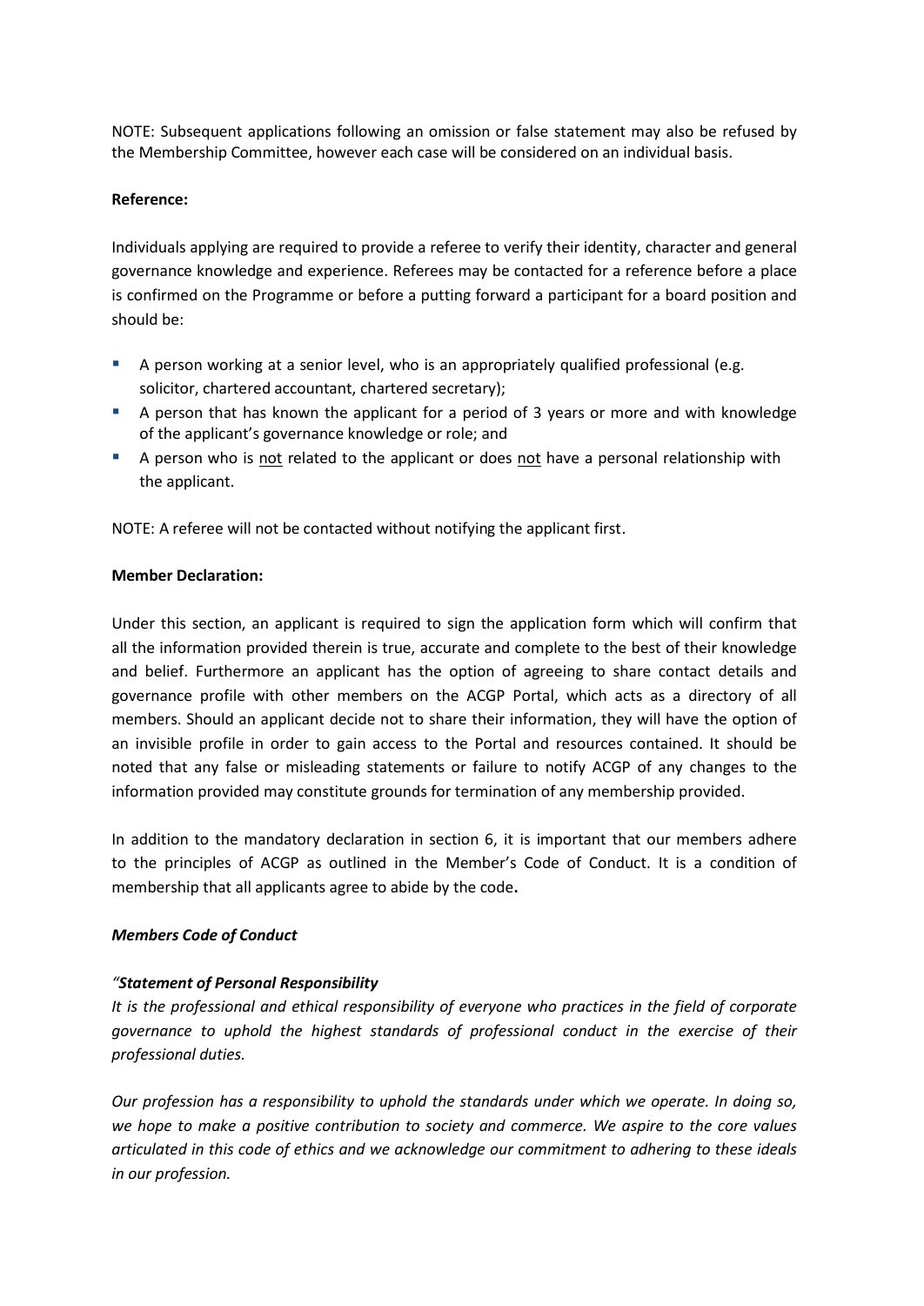NOTE: Subsequent applications following an omission or false statement may also be refused by the Membership Committee, however each case will be considered on an individual basis.

**Reference:**

Individuals applying are required to provide a referee to verify their identity, character and general governance knowledge and experience. Referees may be contacted for a reference before a place is confirmed on the Programme or before a putting forward a participant for a board position and should be:

- A person working at a senior level, who is an appropriately qualified professional (e.g. solicitor, chartered accountant, chartered secretary);
- A person that has known the applicant for a period of 3 years or more and with knowledge of the applicant's governance knowledge or role; and
- A person who is <u>not</u> related to the applicant or does <u>not</u> have a personal relationship with the applicant.

NOTE: A referee will not be contacted without notifying the applicant first.

**Member Declaration:**

Under this section, an applicant is required to sign the application form which will confirm that all the information provided therein is true, accurate and complete to the best of their knowledge and belief. Furthermore an applicant has the option of agreeing to share contact details and governance profile with other members on the ACGP Portal, which acts as a directory of all members. Should an applicant decide not to share their information, they will have the option of an invisible profile in order to gain access to the Portal and resources contained. It should be noted that any false or misleading statements or failure to notify ACGP of any changes to the information provided may constitute grounds for termination of any membership provided.

In addition to the mandatory declaration in section 6, it is important that our members adhere to the principles of ACGP as outlined in the Member's Code of Conduct. It is a condition of membership that all applicants agree to abide by the code**.**

***Members Code of Conduct***

*"**Statement of Personal Responsibility***
*It is the professional and ethical responsibility of everyone who practices in the field of corporate governance to uphold the highest standards of professional conduct in the exercise of their professional duties.*

*Our profession has a responsibility to uphold the standards under which we operate. In doing so, we hope to make a positive contribution to society and commerce. We aspire to the core values articulated in this code of ethics and we acknowledge our commitment to adhering to these ideals in our profession.*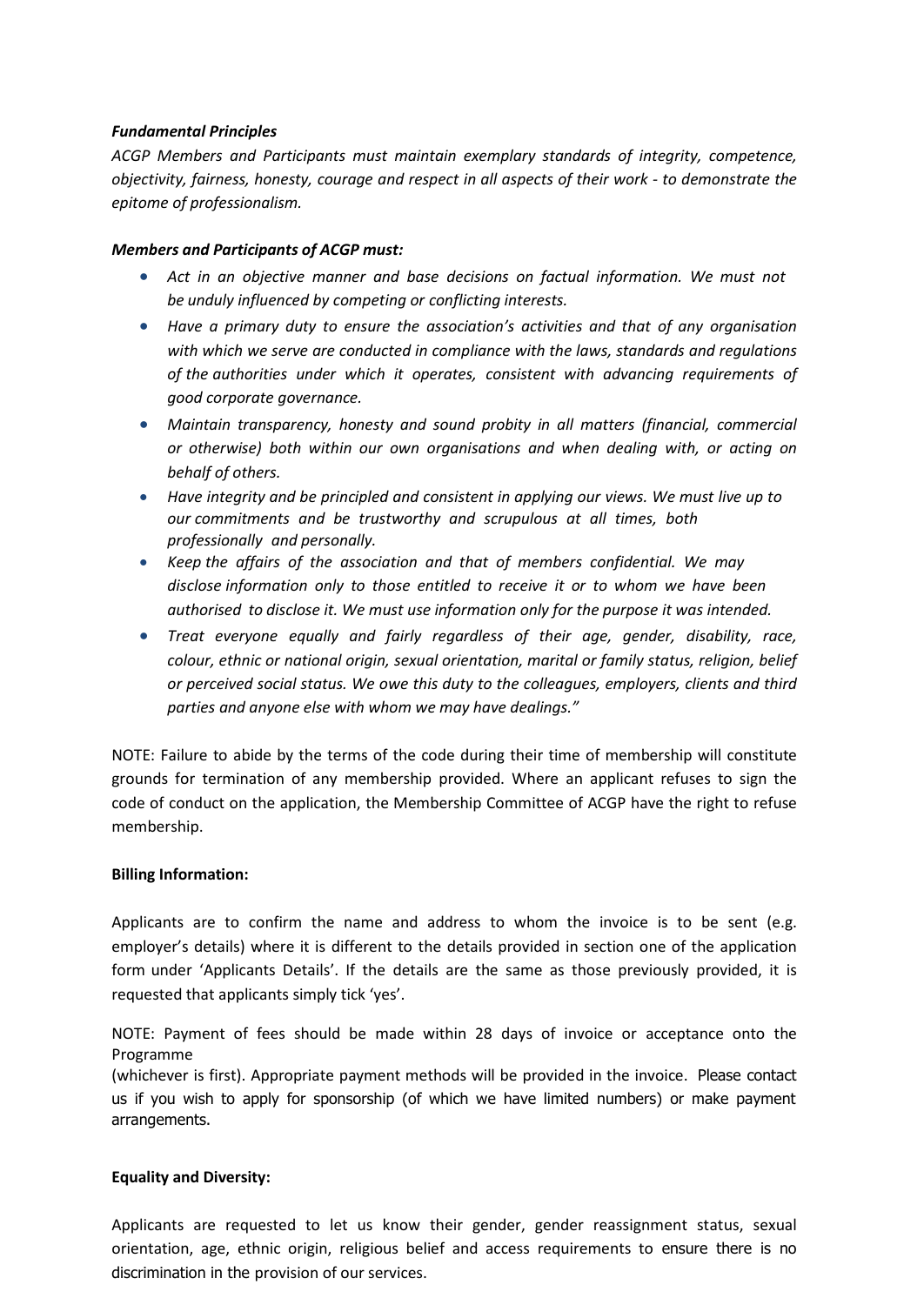***Fundamental Principles***

*ACGP Members and Participants must maintain exemplary standards of integrity, competence, objectivity, fairness, honesty, courage and respect in all aspects of their work - to demonstrate the epitome of professionalism.*

***Members and Participants of ACGP must:***

- *Act in an objective manner and base decisions on factual information. We must not be unduly influenced by competing or conflicting interests.*
- *Have a primary duty to ensure the association's activities and that of any organisation with which we serve are conducted in compliance with the laws, standards and regulations of the authorities under which it operates, consistent with advancing requirements of good corporate governance.*
- *Maintain transparency, honesty and sound probity in all matters (financial, commercial or otherwise) both within our own organisations and when dealing with, or acting on behalf of others.*
- *Have integrity and be principled and consistent in applying our views. We must live up to our commitments and be trustworthy and scrupulous at all times, both professionally and personally.*
- *Keep the affairs of the association and that of members confidential. We may disclose information only to those entitled to receive it or to whom we have been authorised to disclose it. We must use information only for the purpose it was intended.*
- *Treat everyone equally and fairly regardless of their age, gender, disability, race, colour, ethnic or national origin, sexual orientation, marital or family status, religion, belief or perceived social status. We owe this duty to the colleagues, employers, clients and third parties and anyone else with whom we may have dealings."*

NOTE: Failure to abide by the terms of the code during their time of membership will constitute grounds for termination of any membership provided. Where an applicant refuses to sign the code of conduct on the application, the Membership Committee of ACGP have the right to refuse membership.

**Billing Information:**

Applicants are to confirm the name and address to whom the invoice is to be sent (e.g. employer's details) where it is different to the details provided in section one of the application form under 'Applicants Details'. If the details are the same as those previously provided, it is requested that applicants simply tick 'yes'.

NOTE: Payment of fees should be made within 28 days of invoice or acceptance onto the Programme
(whichever is first). Appropriate payment methods will be provided in the invoice. Please contact us if you wish to apply for sponsorship (of which we have limited numbers) or make payment arrangements.

**Equality and Diversity:**

Applicants are requested to let us know their gender, gender reassignment status, sexual orientation, age, ethnic origin, religious belief and access requirements to ensure there is no discrimination in the provision of our services.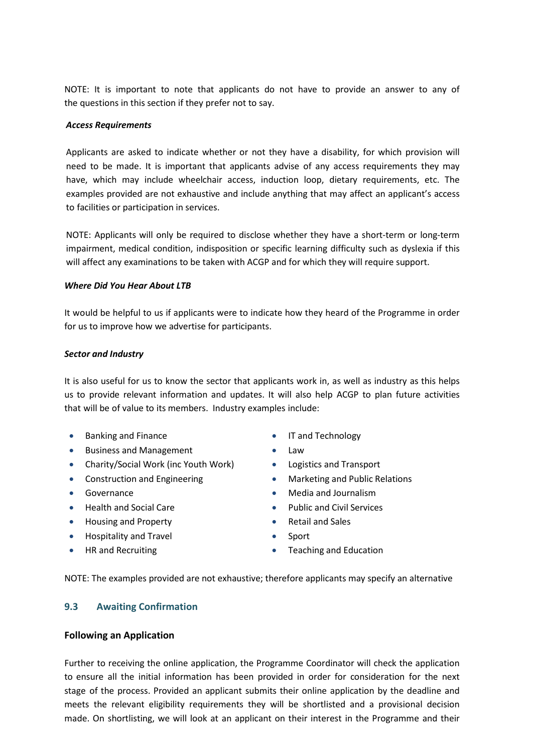NOTE: It is important to note that applicants do not have to provide an answer to any of the questions in this section if they prefer not to say.

***Access Requirements***

Applicants are asked to indicate whether or not they have a disability, for which provision will need to be made. It is important that applicants advise of any access requirements they may have, which may include wheelchair access, induction loop, dietary requirements, etc. The examples provided are not exhaustive and include anything that may affect an applicant's access to facilities or participation in services.

NOTE: Applicants will only be required to disclose whether they have a short-term or long-term impairment, medical condition, indisposition or specific learning difficulty such as dyslexia if this will affect any examinations to be taken with ACGP and for which they will require support.

***Where Did You Hear About LTB***

It would be helpful to us if applicants were to indicate how they heard of the Programme in order for us to improve how we advertise for participants.

***Sector and Industry***

It is also useful for us to know the sector that applicants work in, as well as industry as this helps us to provide relevant information and updates. It will also help ACGP to plan future activities that will be of value to its members. Industry examples include:

- Banking and Finance
- Business and Management
- Charity/Social Work (inc Youth Work)
- Construction and Engineering
- Governance
- Health and Social Care
- Housing and Property
- Hospitality and Travel
- HR and Recruiting
- IT and Technology
- Law
- Logistics and Transport
- Marketing and Public Relations
- Media and Journalism
- Public and Civil Services
- Retail and Sales
- Sport
- Teaching and Education

NOTE: The examples provided are not exhaustive; therefore applicants may specify an alternative

## 9.3 Awaiting Confirmation

**Following an Application**

Further to receiving the online application, the Programme Coordinator will check the application to ensure all the initial information has been provided in order for consideration for the next stage of the process. Provided an applicant submits their online application by the deadline and meets the relevant eligibility requirements they will be shortlisted and a provisional decision made. On shortlisting, we will look at an applicant on their interest in the Programme and their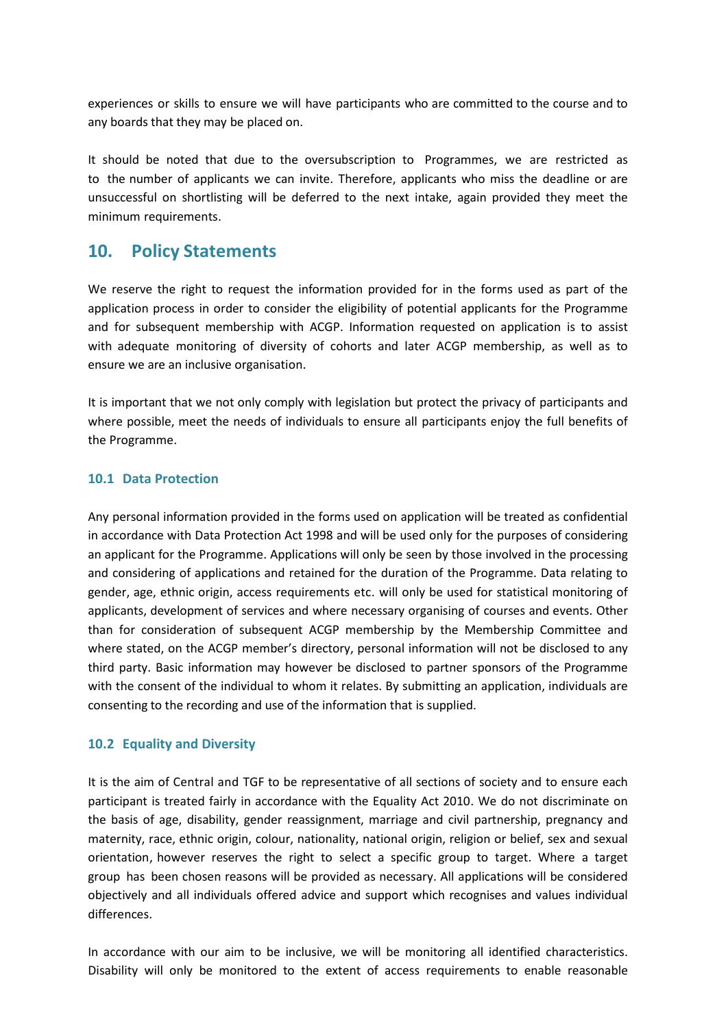experiences or skills to ensure we will have participants who are committed to the course and to any boards that they may be placed on.

It should be noted that due to the oversubscription to Programmes, we are restricted as to the number of applicants we can invite. Therefore, applicants who miss the deadline or are unsuccessful on shortlisting will be deferred to the next intake, again provided they meet the minimum requirements.

## 10. Policy Statements

We reserve the right to request the information provided for in the forms used as part of the application process in order to consider the eligibility of potential applicants for the Programme and for subsequent membership with ACGP. Information requested on application is to assist with adequate monitoring of diversity of cohorts and later ACGP membership, as well as to ensure we are an inclusive organisation.

It is important that we not only comply with legislation but protect the privacy of participants and where possible, meet the needs of individuals to ensure all participants enjoy the full benefits of the Programme.

### 10.1 Data Protection

Any personal information provided in the forms used on application will be treated as confidential in accordance with Data Protection Act 1998 and will be used only for the purposes of considering an applicant for the Programme. Applications will only be seen by those involved in the processing and considering of applications and retained for the duration of the Programme. Data relating to gender, age, ethnic origin, access requirements etc. will only be used for statistical monitoring of applicants, development of services and where necessary organising of courses and events. Other than for consideration of subsequent ACGP membership by the Membership Committee and where stated, on the ACGP member's directory, personal information will not be disclosed to any third party. Basic information may however be disclosed to partner sponsors of the Programme with the consent of the individual to whom it relates. By submitting an application, individuals are consenting to the recording and use of the information that is supplied.

### 10.2 Equality and Diversity

It is the aim of Central and TGF to be representative of all sections of society and to ensure each participant is treated fairly in accordance with the Equality Act 2010. We do not discriminate on the basis of age, disability, gender reassignment, marriage and civil partnership, pregnancy and maternity, race, ethnic origin, colour, nationality, national origin, religion or belief, sex and sexual orientation, however reserves the right to select a specific group to target. Where a target group has been chosen reasons will be provided as necessary. All applications will be considered objectively and all individuals offered advice and support which recognises and values individual differences.

In accordance with our aim to be inclusive, we will be monitoring all identified characteristics. Disability will only be monitored to the extent of access requirements to enable reasonable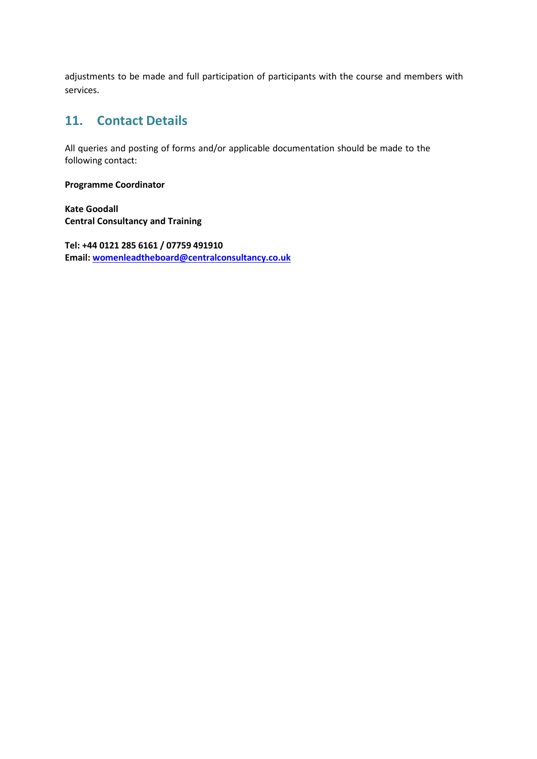adjustments to be made and full participation of participants with the course and members with services.

## 11. Contact Details

All queries and posting of forms and/or applicable documentation should be made to the following contact:

**Programme Coordinator**

**Kate Goodall**
**Central Consultancy and Training**

**Tel: +44 0121 285 6161 / 07759 491910**
**Email: womenleadtheboard@centralconsultancy.co.uk**